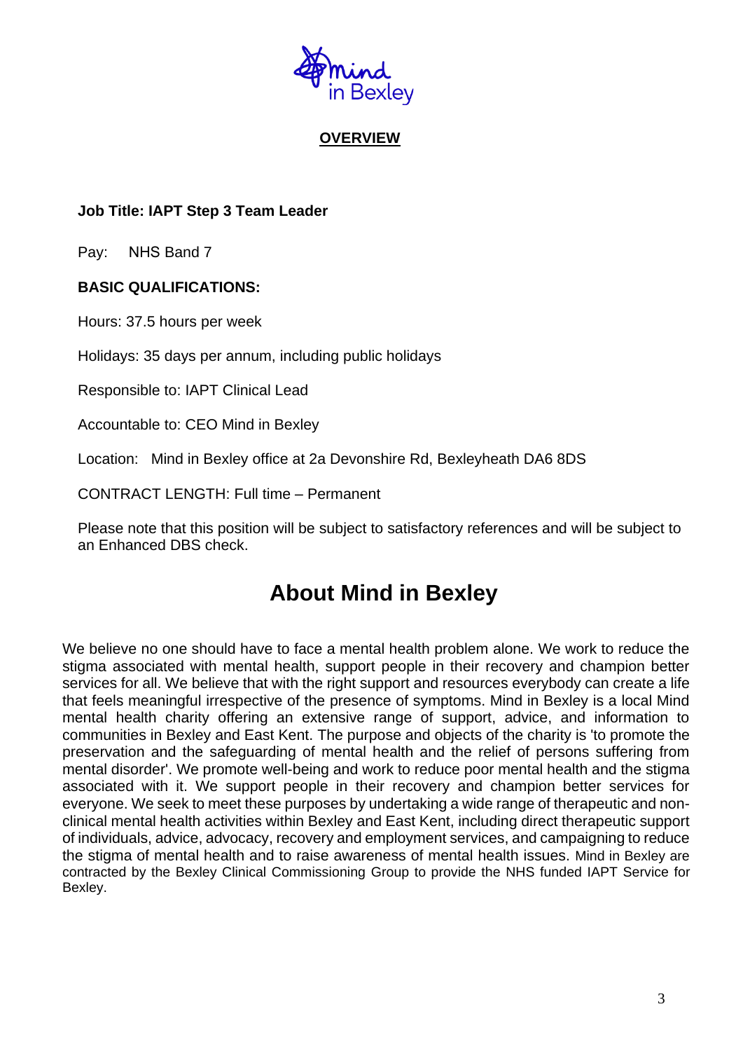**OVERVIEW**

**Job Title: IAPT Step 3 Team Leader**

Pay: NHS Band 7

**BASIC QUALIFICATIONS:**

Hours: 37.5 hours per week

Holidays: 35 days per annum, including public holidays

Responsible to: IAPT Clinical Lead

Accountable to: CEO Mind in Bexley

Location: Mind in Bexley office at 2a Devonshire Rd, Bexleyheath DA6 8DS

CONTRACT LENGTH: Full time – Permanent

Please note that this position will be subject to satisfactory references and will be subject to an Enhanced DBS check.

# About Mind in Bexley

We believe no one should have to face a mental health problem alone. We work to reduce the stigma associated with mental health, support people in their recovery and champion better services for all. We believe that with the right support and resources everybody can create a life that feels meaningful irrespective of the presence of symptoms. Mind in Bexley is a local Mind mental health charity offering an extensive range of support, advice, and information to communities in Bexley and East Kent. The purpose and objects of the charity is 'to promote the preservation and the safeguarding of mental health and the relief of persons suffering from mental disorder'. We promote well-being and work to reduce poor mental health and the stigma associated with it. We support people in their recovery and champion better services for everyone. We seek to meet these purposes by undertaking a wide range of therapeutic and non-clinical mental health activities within Bexley and East Kent, including direct therapeutic support of individuals, advice, advocacy, recovery and employment services, and campaigning to reduce the stigma of mental health and to raise awareness of mental health issues. Mind in Bexley are contracted by the Bexley Clinical Commissioning Group to provide the NHS funded IAPT Service for Bexley.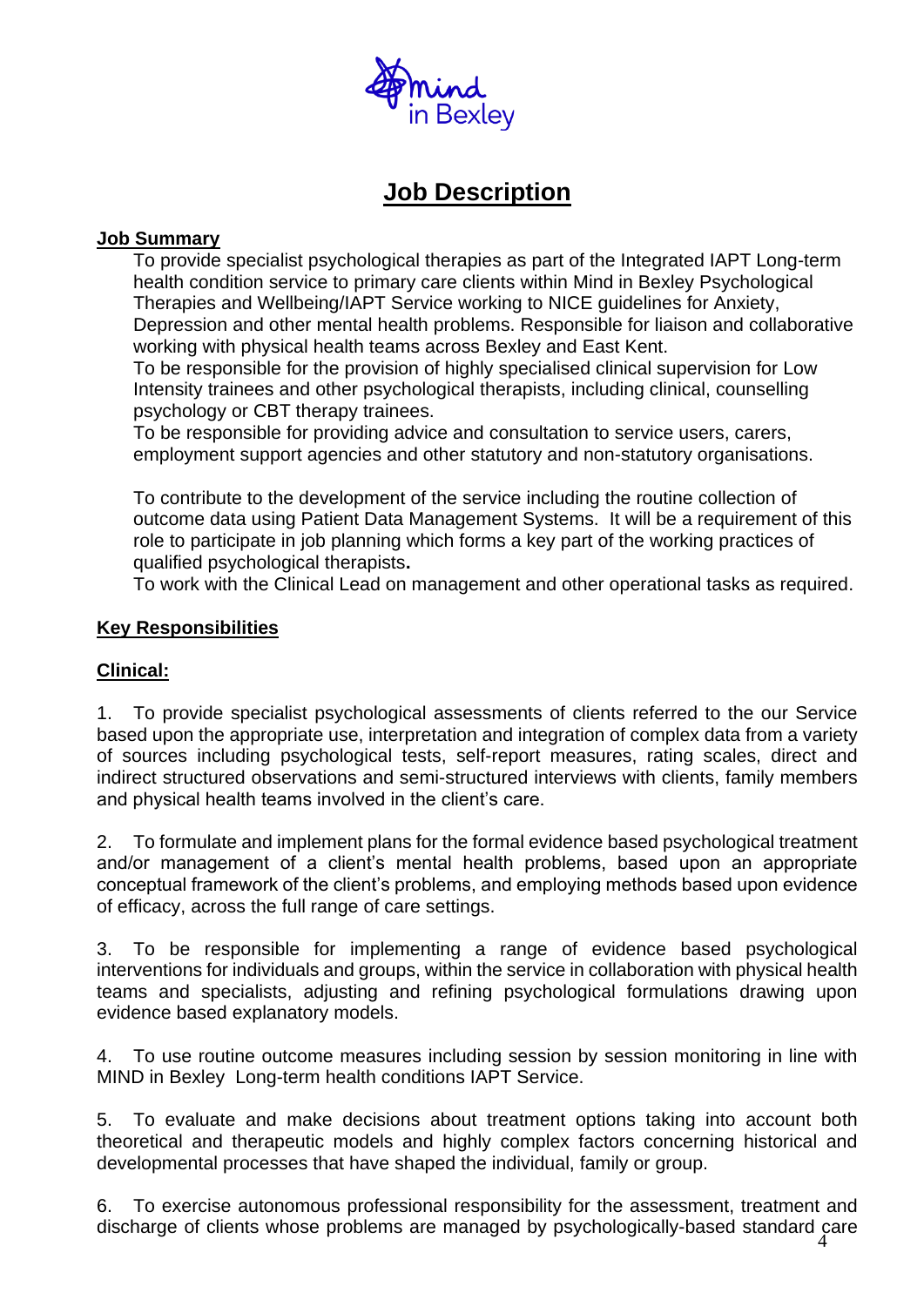# Job Description

## Job Summary

To provide specialist psychological therapies as part of the Integrated IAPT Long-term health condition service to primary care clients within Mind in Bexley Psychological Therapies and Wellbeing/IAPT Service working to NICE guidelines for Anxiety, Depression and other mental health problems. Responsible for liaison and collaborative working with physical health teams across Bexley and East Kent.

To be responsible for the provision of highly specialised clinical supervision for Low Intensity trainees and other psychological therapists, including clinical, counselling psychology or CBT therapy trainees.

To be responsible for providing advice and consultation to service users, carers, employment support agencies and other statutory and non-statutory organisations.

To contribute to the development of the service including the routine collection of outcome data using Patient Data Management Systems. It will be a requirement of this role to participate in job planning which forms a key part of the working practices of qualified psychological therapists**.**

To work with the Clinical Lead on management and other operational tasks as required.

## Key Responsibilities

### Clinical:

1. To provide specialist psychological assessments of clients referred to the our Service based upon the appropriate use, interpretation and integration of complex data from a variety of sources including psychological tests, self-report measures, rating scales, direct and indirect structured observations and semi-structured interviews with clients, family members and physical health teams involved in the client's care.

2. To formulate and implement plans for the formal evidence based psychological treatment and/or management of a client's mental health problems, based upon an appropriate conceptual framework of the client's problems, and employing methods based upon evidence of efficacy, across the full range of care settings.

3. To be responsible for implementing a range of evidence based psychological interventions for individuals and groups, within the service in collaboration with physical health teams and specialists, adjusting and refining psychological formulations drawing upon evidence based explanatory models.

4. To use routine outcome measures including session by session monitoring in line with MIND in Bexley Long-term health conditions IAPT Service.

5. To evaluate and make decisions about treatment options taking into account both theoretical and therapeutic models and highly complex factors concerning historical and developmental processes that have shaped the individual, family or group.

6. To exercise autonomous professional responsibility for the assessment, treatment and discharge of clients whose problems are managed by psychologically-based standard care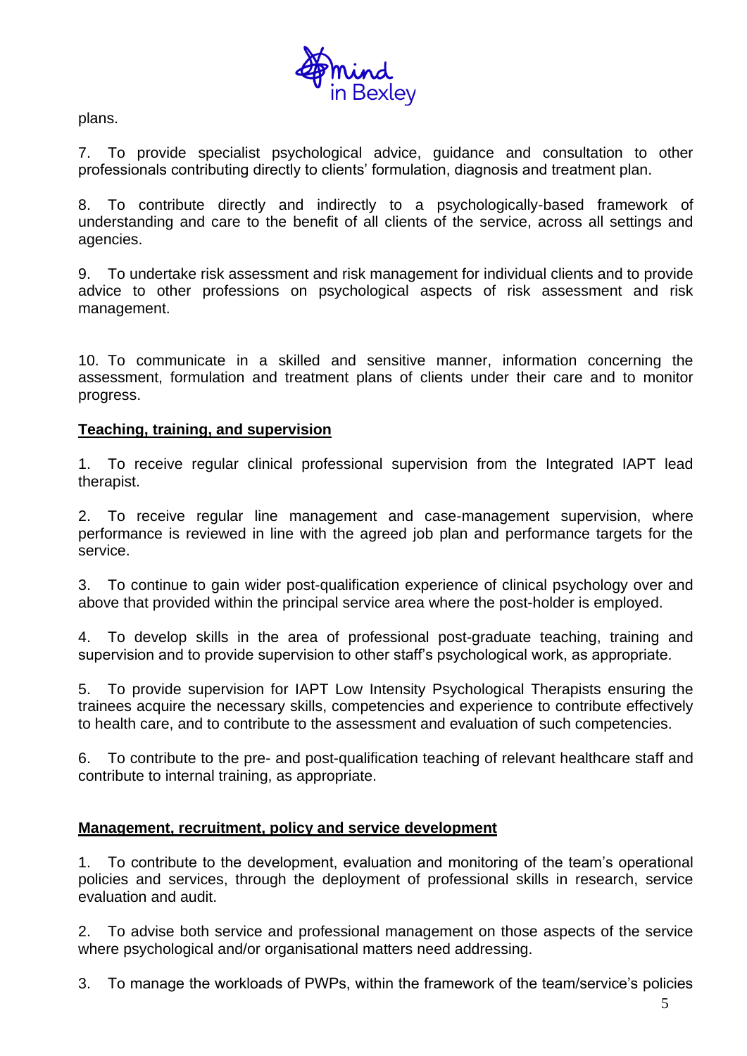plans.

7. To provide specialist psychological advice, guidance and consultation to other professionals contributing directly to clients' formulation, diagnosis and treatment plan.

8. To contribute directly and indirectly to a psychologically-based framework of understanding and care to the benefit of all clients of the service, across all settings and agencies.

9. To undertake risk assessment and risk management for individual clients and to provide advice to other professions on psychological aspects of risk assessment and risk management.

10. To communicate in a skilled and sensitive manner, information concerning the assessment, formulation and treatment plans of clients under their care and to monitor progress.

**Teaching, training, and supervision**

1. To receive regular clinical professional supervision from the Integrated IAPT lead therapist.

2. To receive regular line management and case-management supervision, where performance is reviewed in line with the agreed job plan and performance targets for the service.

3. To continue to gain wider post-qualification experience of clinical psychology over and above that provided within the principal service area where the post-holder is employed.

4. To develop skills in the area of professional post-graduate teaching, training and supervision and to provide supervision to other staff's psychological work, as appropriate.

5. To provide supervision for IAPT Low Intensity Psychological Therapists ensuring the trainees acquire the necessary skills, competencies and experience to contribute effectively to health care, and to contribute to the assessment and evaluation of such competencies.

6. To contribute to the pre- and post-qualification teaching of relevant healthcare staff and contribute to internal training, as appropriate.

**Management, recruitment, policy and service development**

1. To contribute to the development, evaluation and monitoring of the team's operational policies and services, through the deployment of professional skills in research, service evaluation and audit.

2. To advise both service and professional management on those aspects of the service where psychological and/or organisational matters need addressing.

3. To manage the workloads of PWPs, within the framework of the team/service's policies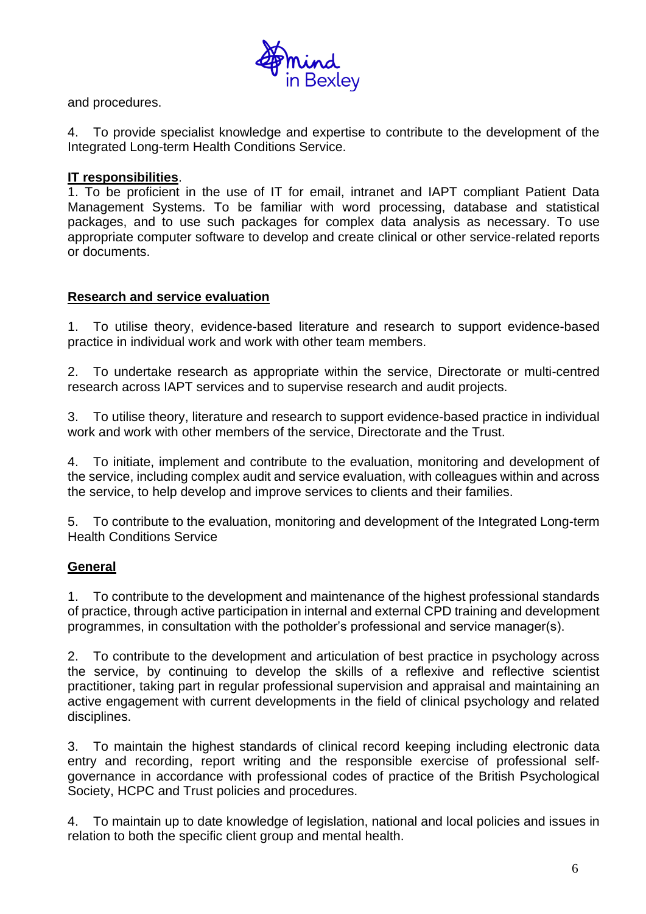and procedures.

4. To provide specialist knowledge and expertise to contribute to the development of the Integrated Long-term Health Conditions Service.

**IT responsibilities**.

1. To be proficient in the use of IT for email, intranet and IAPT compliant Patient Data Management Systems. To be familiar with word processing, database and statistical packages, and to use such packages for complex data analysis as necessary. To use appropriate computer software to develop and create clinical or other service-related reports or documents.

**Research and service evaluation**

1. To utilise theory, evidence-based literature and research to support evidence-based practice in individual work and work with other team members.

2. To undertake research as appropriate within the service, Directorate or multi-centred research across IAPT services and to supervise research and audit projects.

3. To utilise theory, literature and research to support evidence-based practice in individual work and work with other members of the service, Directorate and the Trust.

4. To initiate, implement and contribute to the evaluation, monitoring and development of the service, including complex audit and service evaluation, with colleagues within and across the service, to help develop and improve services to clients and their families.

5. To contribute to the evaluation, monitoring and development of the Integrated Long-term Health Conditions Service

**General**

1. To contribute to the development and maintenance of the highest professional standards of practice, through active participation in internal and external CPD training and development programmes, in consultation with the potholder's professional and service manager(s).

2. To contribute to the development and articulation of best practice in psychology across the service, by continuing to develop the skills of a reflexive and reflective scientist practitioner, taking part in regular professional supervision and appraisal and maintaining an active engagement with current developments in the field of clinical psychology and related disciplines.

3. To maintain the highest standards of clinical record keeping including electronic data entry and recording, report writing and the responsible exercise of professional self-governance in accordance with professional codes of practice of the British Psychological Society, HCPC and Trust policies and procedures.

4. To maintain up to date knowledge of legislation, national and local policies and issues in relation to both the specific client group and mental health.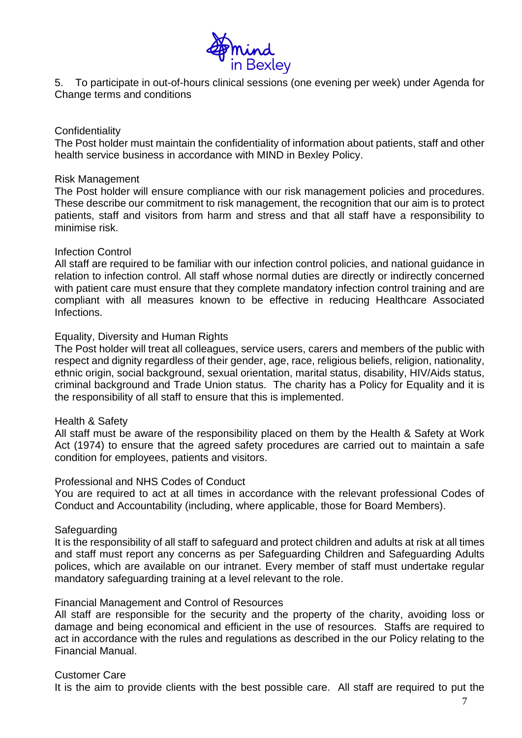5. To participate in out-of-hours clinical sessions (one evening per week) under Agenda for Change terms and conditions

## Confidentiality

The Post holder must maintain the confidentiality of information about patients, staff and other health service business in accordance with MIND in Bexley Policy.

## Risk Management

The Post holder will ensure compliance with our risk management policies and procedures. These describe our commitment to risk management, the recognition that our aim is to protect patients, staff and visitors from harm and stress and that all staff have a responsibility to minimise risk.

## Infection Control

All staff are required to be familiar with our infection control policies, and national guidance in relation to infection control. All staff whose normal duties are directly or indirectly concerned with patient care must ensure that they complete mandatory infection control training and are compliant with all measures known to be effective in reducing Healthcare Associated Infections.

## Equality, Diversity and Human Rights

The Post holder will treat all colleagues, service users, carers and members of the public with respect and dignity regardless of their gender, age, race, religious beliefs, religion, nationality, ethnic origin, social background, sexual orientation, marital status, disability, HIV/Aids status, criminal background and Trade Union status. The charity has a Policy for Equality and it is the responsibility of all staff to ensure that this is implemented.

## Health & Safety

All staff must be aware of the responsibility placed on them by the Health & Safety at Work Act (1974) to ensure that the agreed safety procedures are carried out to maintain a safe condition for employees, patients and visitors.

## Professional and NHS Codes of Conduct

You are required to act at all times in accordance with the relevant professional Codes of Conduct and Accountability (including, where applicable, those for Board Members).

## Safeguarding

It is the responsibility of all staff to safeguard and protect children and adults at risk at all times and staff must report any concerns as per Safeguarding Children and Safeguarding Adults polices, which are available on our intranet. Every member of staff must undertake regular mandatory safeguarding training at a level relevant to the role.

## Financial Management and Control of Resources

All staff are responsible for the security and the property of the charity, avoiding loss or damage and being economical and efficient in the use of resources. Staffs are required to act in accordance with the rules and regulations as described in the our Policy relating to the Financial Manual.

## Customer Care

It is the aim to provide clients with the best possible care. All staff are required to put the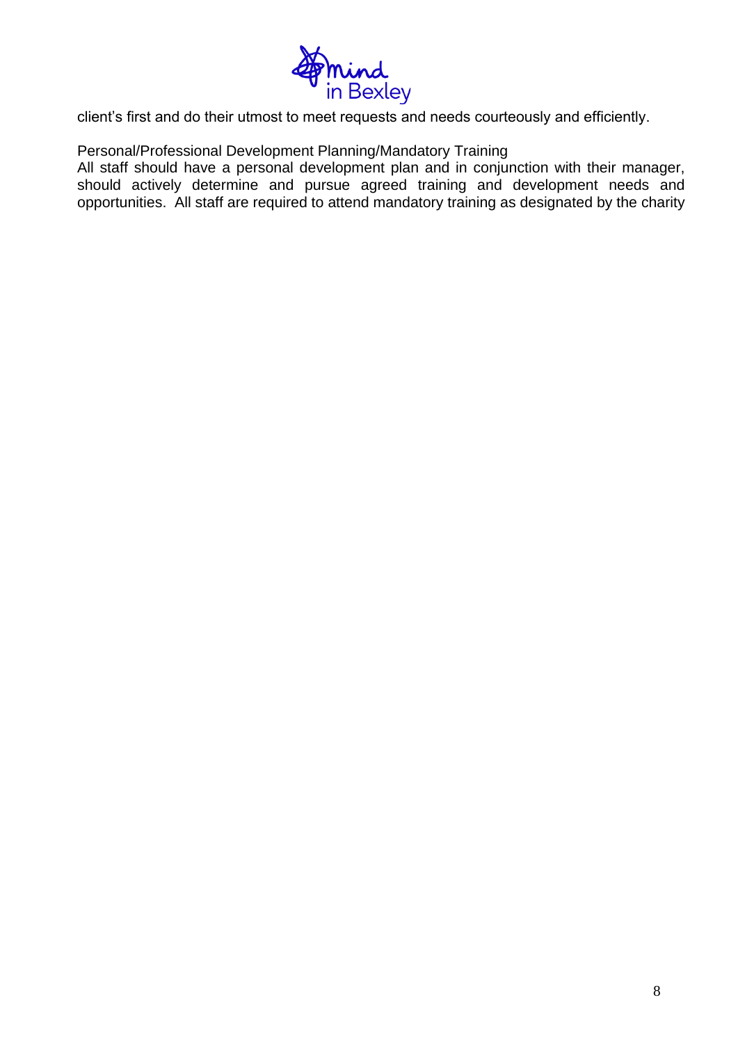client's first and do their utmost to meet requests and needs courteously and efficiently.

Personal/Professional Development Planning/Mandatory Training

All staff should have a personal development plan and in conjunction with their manager, should actively determine and pursue agreed training and development needs and opportunities. All staff are required to attend mandatory training as designated by the charity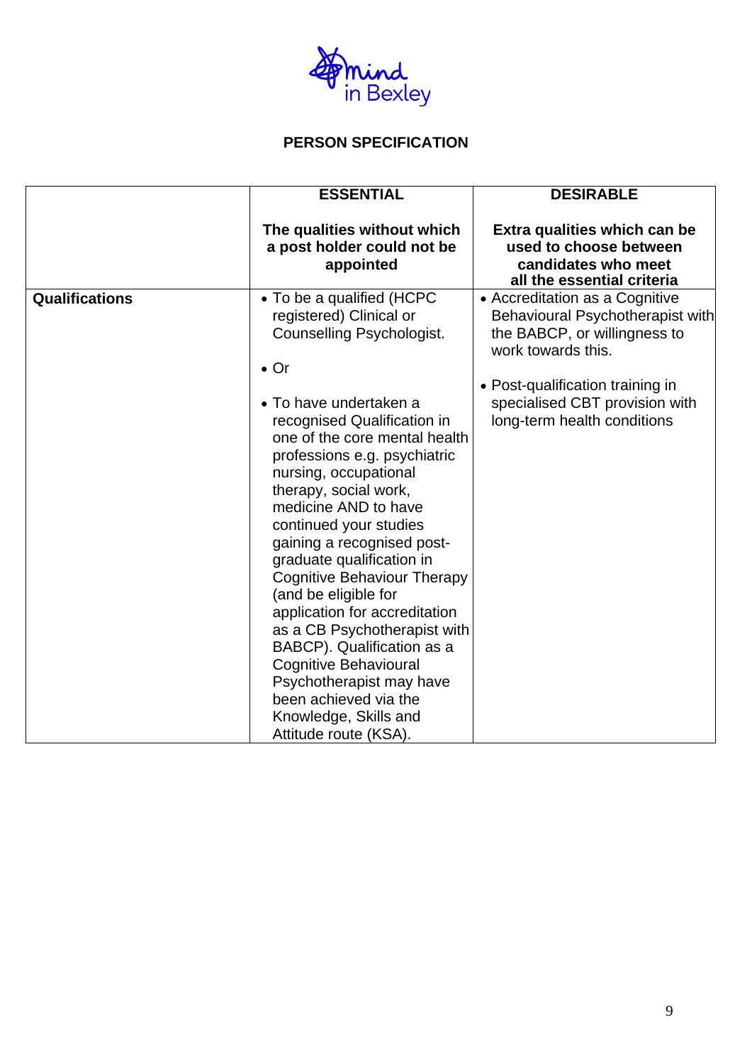**PERSON SPECIFICATION**

| | **ESSENTIAL**<br><br>**The qualities without which a post holder could not be appointed** | **DESIRABLE**<br><br>**Extra qualities which can be used to choose between candidates who meet all the essential criteria** |
|---|---|---|
| **Qualifications** | • To be a qualified (HCPC registered) Clinical or Counselling Psychologist.<br><br>• Or<br><br>• To have undertaken a recognised Qualification in one of the core mental health professions e.g. psychiatric nursing, occupational therapy, social work, medicine AND to have continued your studies gaining a recognised post-graduate qualification in Cognitive Behaviour Therapy (and be eligible for application for accreditation as a CB Psychotherapist with BABCP). Qualification as a Cognitive Behavioural Psychotherapist may have been achieved via the Knowledge, Skills and Attitude route (KSA). | • Accreditation as a Cognitive Behavioural Psychotherapist with the BABCP, or willingness to work towards this.<br><br>• Post-qualification training in specialised CBT provision with long-term health conditions |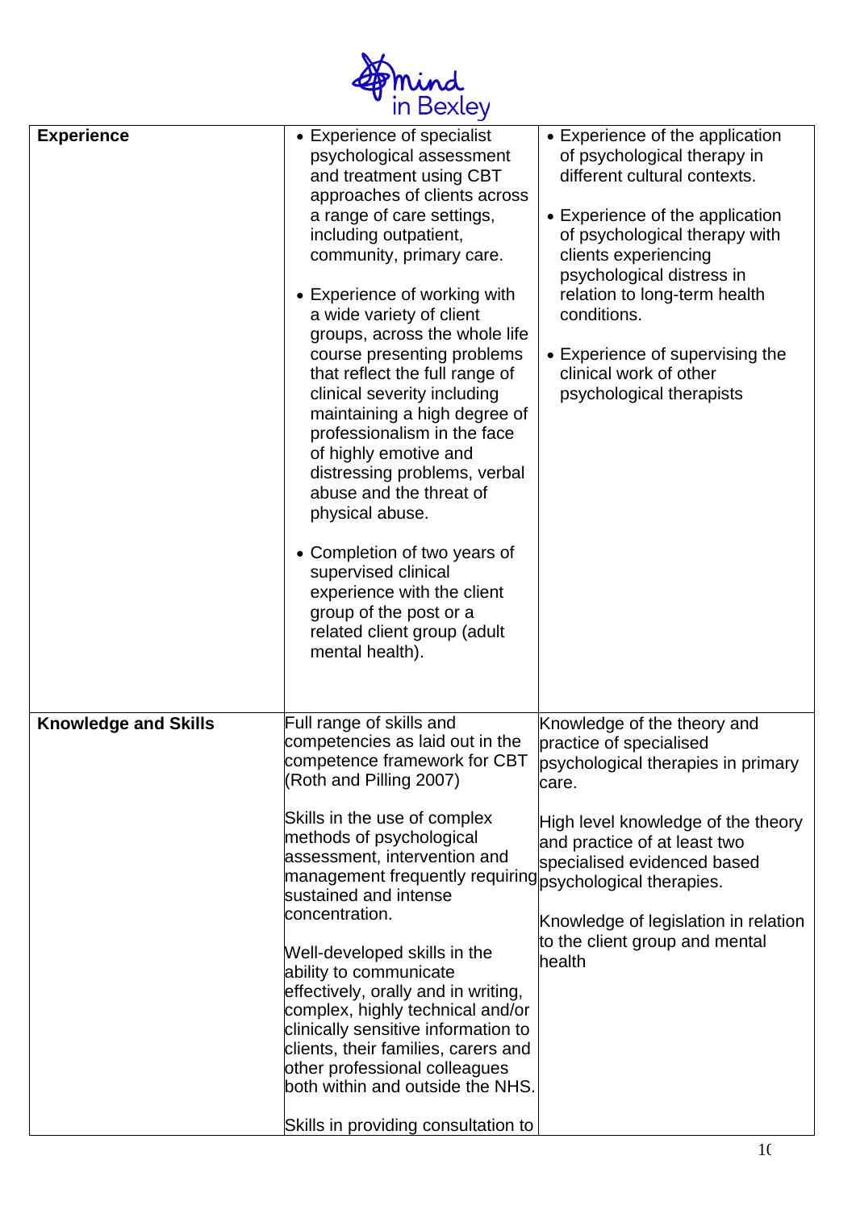| | | |
|---|---|---|
| **Experience** | • Experience of specialist psychological assessment and treatment using CBT approaches of clients across a range of care settings, including outpatient, community, primary care.<br><br>• Experience of working with a wide variety of client groups, across the whole life course presenting problems that reflect the full range of clinical severity including maintaining a high degree of professionalism in the face of highly emotive and distressing problems, verbal abuse and the threat of physical abuse.<br><br>• Completion of two years of supervised clinical experience with the client group of the post or a related client group (adult mental health). | • Experience of the application of psychological therapy in different cultural contexts.<br><br>• Experience of the application of psychological therapy with clients experiencing psychological distress in relation to long-term health conditions.<br><br>• Experience of supervising the clinical work of other psychological therapists |
| **Knowledge and Skills** | Full range of skills and competencies as laid out in the competence framework for CBT (Roth and Pilling 2007)<br><br>Skills in the use of complex methods of psychological assessment, intervention and management frequently requiring sustained and intense concentration.<br><br>Well-developed skills in the ability to communicate effectively, orally and in writing, complex, highly technical and/or clinically sensitive information to clients, their families, carers and other professional colleagues both within and outside the NHS.<br><br>Skills in providing consultation to | Knowledge of the theory and practice of specialised psychological therapies in primary care.<br><br>High level knowledge of the theory and practice of at least two specialised evidenced based psychological therapies.<br><br>Knowledge of legislation in relation to the client group and mental health |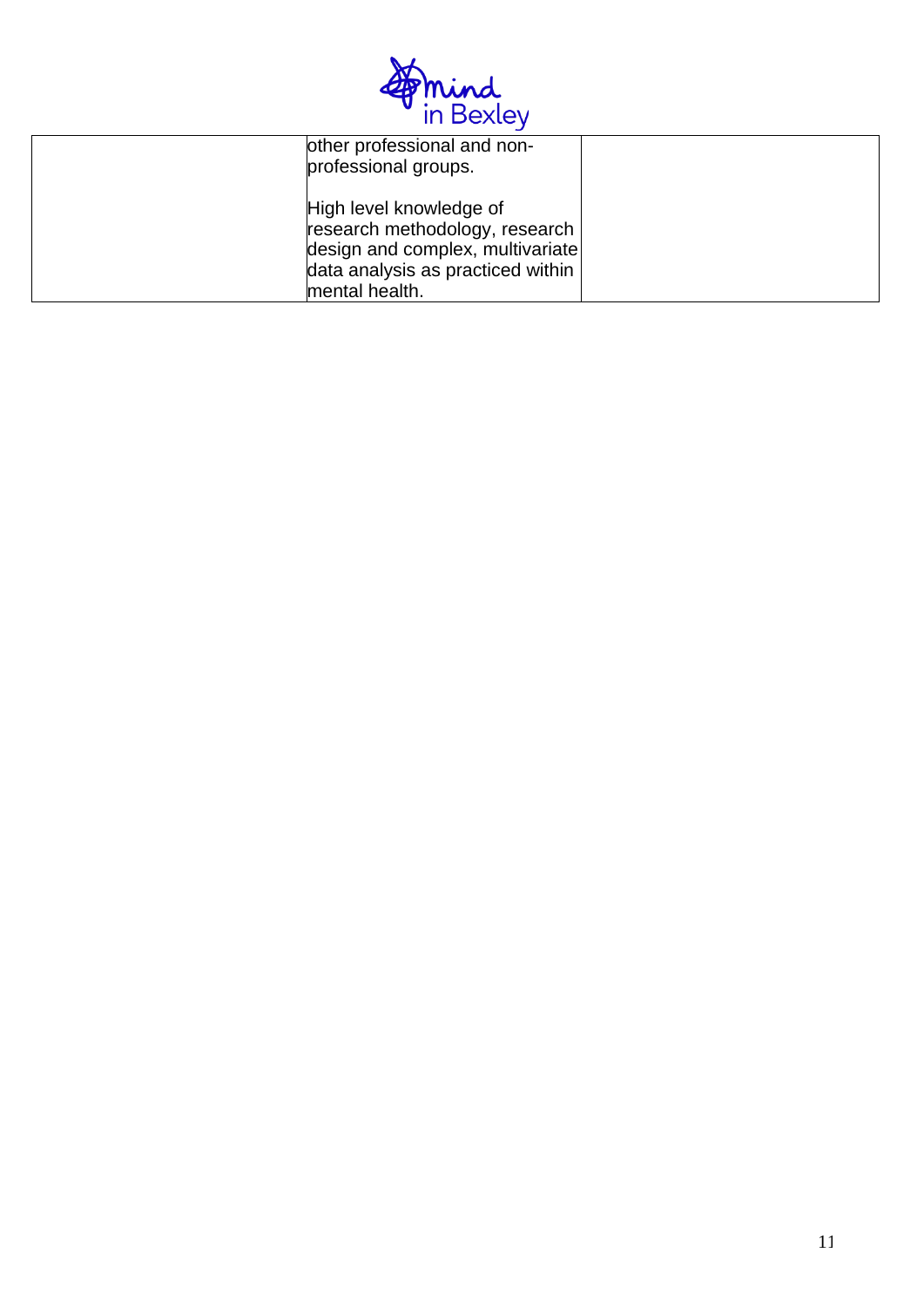|  | other professional and non-professional groups.<br><br>High level knowledge of research methodology, research design and complex, multivariate data analysis as practiced within mental health. |  |
| --- | --- | --- |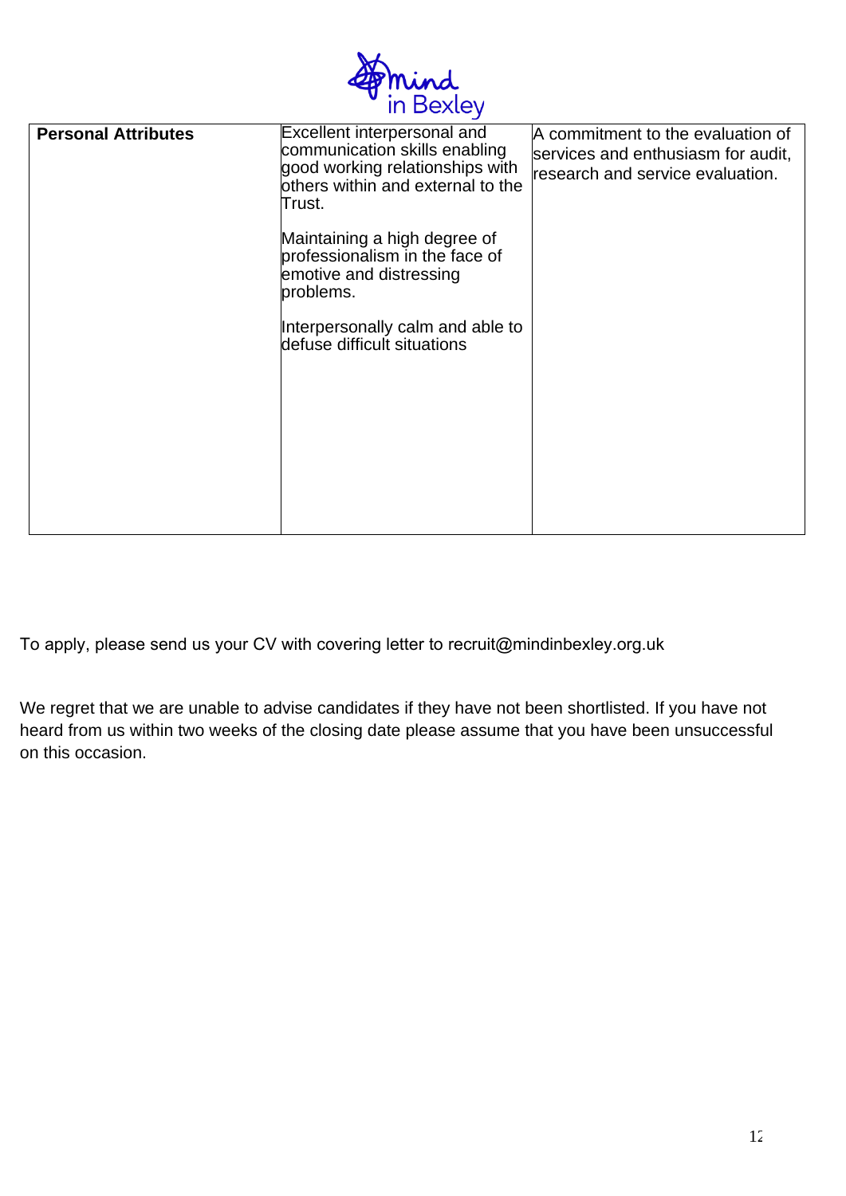| | | |
|---|---|---|
| **Personal Attributes** | Excellent interpersonal and communication skills enabling good working relationships with others within and external to the Trust.<br><br>Maintaining a high degree of professionalism in the face of emotive and distressing problems.<br><br>Interpersonally calm and able to defuse difficult situations | A commitment to the evaluation of services and enthusiasm for audit, research and service evaluation. |

To apply, please send us your CV with covering letter to recruit@mindinbexley.org.uk

We regret that we are unable to advise candidates if they have not been shortlisted. If you have not heard from us within two weeks of the closing date please assume that you have been unsuccessful on this occasion.